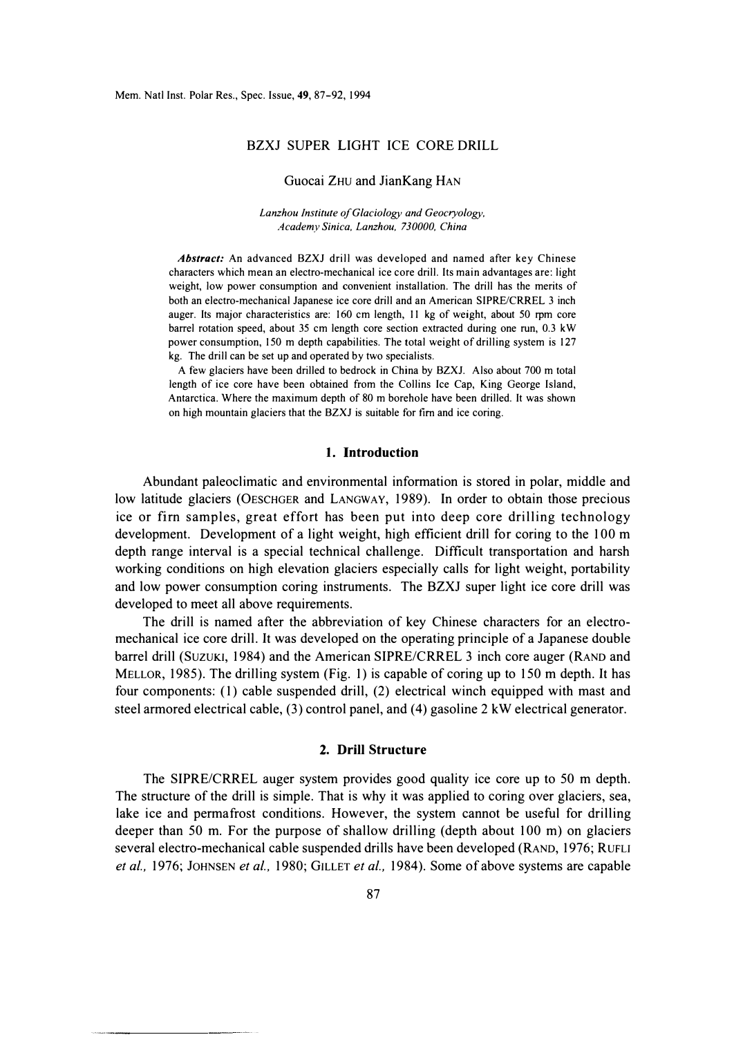# BZXJ SUPER LIGHT ICE CORE DRILL

Guocai ZHU and JianKang HAN

*Lanzhou Institute of Glaciology and Geocryology, Academy Sinica, Lanzhou, 730000, China*

***Abstract:*** An advanced BZXJ drill was developed and named after key Chinese characters which mean an electro-mechanical ice core drill. Its main advantages are: light weight, low power consumption and convenient installation. The drill has the merits of both an electro-mechanical Japanese ice core drill and an American SIPRE/CRREL 3 inch auger. Its major characteristics are: 160 cm length, 11 kg of weight, about 50 rpm core barrel rotation speed, about 35 cm length core section extracted during one run, 0.3 kW power consumption, 150 m depth capabilities. The total weight of drilling system is 127 kg. The drill can be set up and operated by two specialists.

A few glaciers have been drilled to bedrock in China by BZXJ. Also about 700 m total length of ice core have been obtained from the Collins Ice Cap, King George Island, Antarctica. Where the maximum depth of 80 m borehole have been drilled. It was shown on high mountain glaciers that the BZXJ is suitable for firn and ice coring.

## 1. Introduction

Abundant paleoclimatic and environmental information is stored in polar, middle and low latitude glaciers (OESCHGER and LANGWAY, 1989). In order to obtain those precious ice or firn samples, great effort has been put into deep core drilling technology development. Development of a light weight, high efficient drill for coring to the 100 m depth range interval is a special technical challenge. Difficult transportation and harsh working conditions on high elevation glaciers especially calls for light weight, portability and low power consumption coring instruments. The BZXJ super light ice core drill was developed to meet all above requirements.

The drill is named after the abbreviation of key Chinese characters for an electro-mechanical ice core drill. It was developed on the operating principle of a Japanese double barrel drill (SUZUKI, 1984) and the American SIPRE/CRREL 3 inch core auger (RAND and MELLOR, 1985). The drilling system (Fig. 1) is capable of coring up to 150 m depth. It has four components: (1) cable suspended drill, (2) electrical winch equipped with mast and steel armored electrical cable, (3) control panel, and (4) gasoline 2 kW electrical generator.

## 2. Drill Structure

The SIPRE/CRREL auger system provides good quality ice core up to 50 m depth. The structure of the drill is simple. That is why it was applied to coring over glaciers, sea, lake ice and permafrost conditions. However, the system cannot be useful for drilling deeper than 50 m. For the purpose of shallow drilling (depth about 100 m) on glaciers several electro-mechanical cable suspended drills have been developed (RAND, 1976; RUFLI *et al.*, 1976; JOHNSEN *et al.*, 1980; GILLET *et al.*, 1984). Some of above systems are capable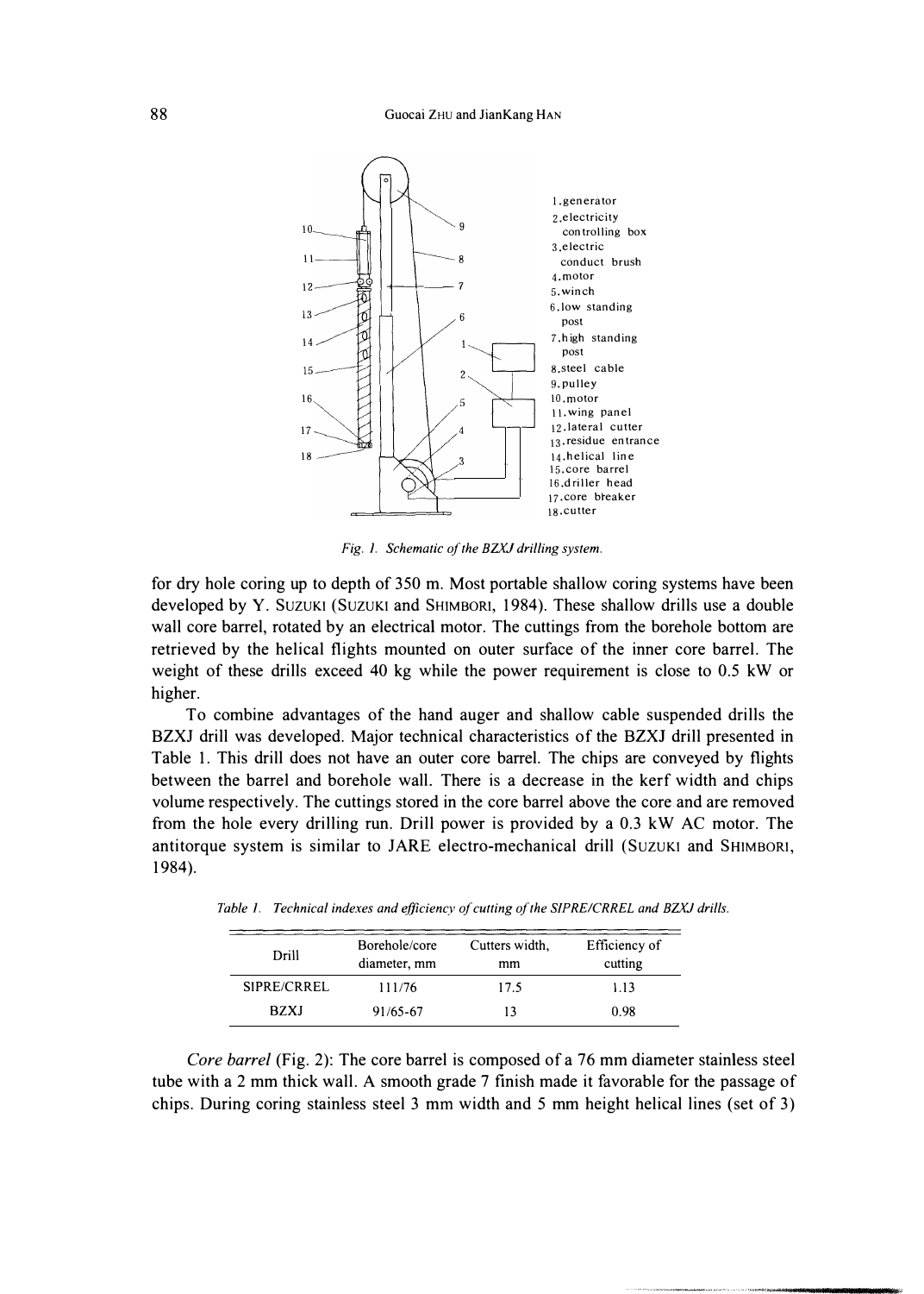1. generator
2. electricity controlling box
3. electric conduct brush
4. motor
5. winch
6. low standing post
7. high standing post
8. steel cable
9. pulley
10. motor
11. wing panel
12. lateral cutter
13. residue entrance
14. helical line
15. core barrel
16. driller head
17. core breaker
18. cutter

*Fig. 1. Schematic of the BZXJ drilling system.*

for dry hole coring up to depth of 350 m. Most portable shallow coring systems have been developed by Y. SUZUKI (SUZUKI and SHIMBORI, 1984). These shallow drills use a double wall core barrel, rotated by an electrical motor. The cuttings from the borehole bottom are retrieved by the helical flights mounted on outer surface of the inner core barrel. The weight of these drills exceed 40 kg while the power requirement is close to 0.5 kW or higher.

To combine advantages of the hand auger and shallow cable suspended drills the BZXJ drill was developed. Major technical characteristics of the BZXJ drill presented in Table 1. This drill does not have an outer core barrel. The chips are conveyed by flights between the barrel and borehole wall. There is a decrease in the kerf width and chips volume respectively. The cuttings stored in the core barrel above the core and are removed from the hole every drilling run. Drill power is provided by a 0.3 kW AC motor. The antitorque system is similar to JARE electro-mechanical drill (SUZUKI and SHIMBORI, 1984).

*Table 1. Technical indexes and efficiency of cutting of the SIPRE/CRREL and BZXJ drills.*

| Drill | Borehole/core diameter, mm | Cutters width, mm | Efficiency of cutting |
|---|---|---|---|
| SIPRE/CRREL | 111/76 | 17.5 | 1.13 |
| BZXJ | 91/65-67 | 13 | 0.98 |

*Core barrel* (Fig. 2): The core barrel is composed of a 76 mm diameter stainless steel tube with a 2 mm thick wall. A smooth grade 7 finish made it favorable for the passage of chips. During coring stainless steel 3 mm width and 5 mm height helical lines (set of 3)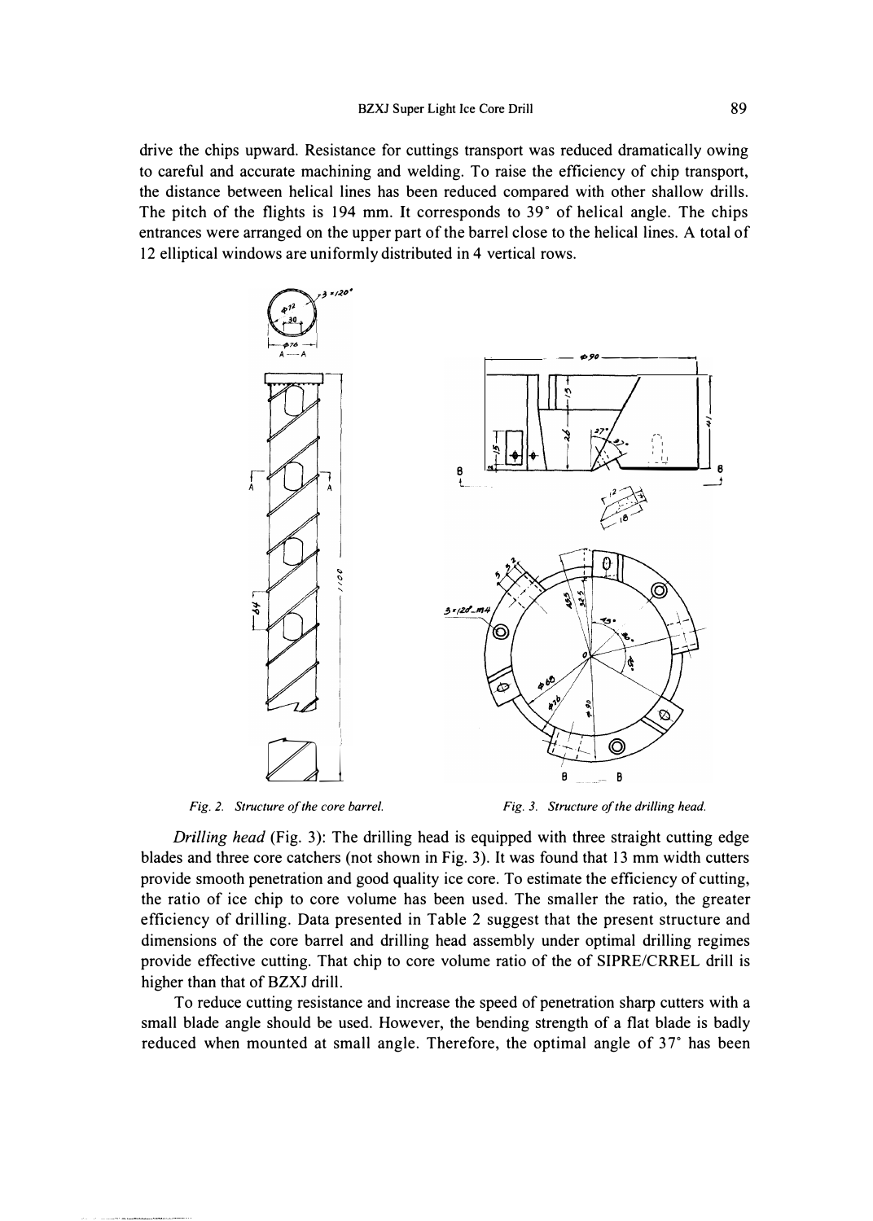drive the chips upward. Resistance for cuttings transport was reduced dramatically owing to careful and accurate machining and welding. To raise the efficiency of chip transport, the distance between helical lines has been reduced compared with other shallow drills. The pitch of the flights is 194 mm. It corresponds to 39° of helical angle. The chips entrances were arranged on the upper part of the barrel close to the helical lines. A total of 12 elliptical windows are uniformly distributed in 4 vertical rows.

*Fig. 2. Structure of the core barrel.*

*Fig. 3. Structure of the drilling head.*

*Drilling head* (Fig. 3): The drilling head is equipped with three straight cutting edge blades and three core catchers (not shown in Fig. 3). It was found that 13 mm width cutters provide smooth penetration and good quality ice core. To estimate the efficiency of cutting, the ratio of ice chip to core volume has been used. The smaller the ratio, the greater efficiency of drilling. Data presented in Table 2 suggest that the present structure and dimensions of the core barrel and drilling head assembly under optimal drilling regimes provide effective cutting. That chip to core volume ratio of the of SIPRE/CRREL drill is higher than that of BZXJ drill.

To reduce cutting resistance and increase the speed of penetration sharp cutters with a small blade angle should be used. However, the bending strength of a flat blade is badly reduced when mounted at small angle. Therefore, the optimal angle of 37° has been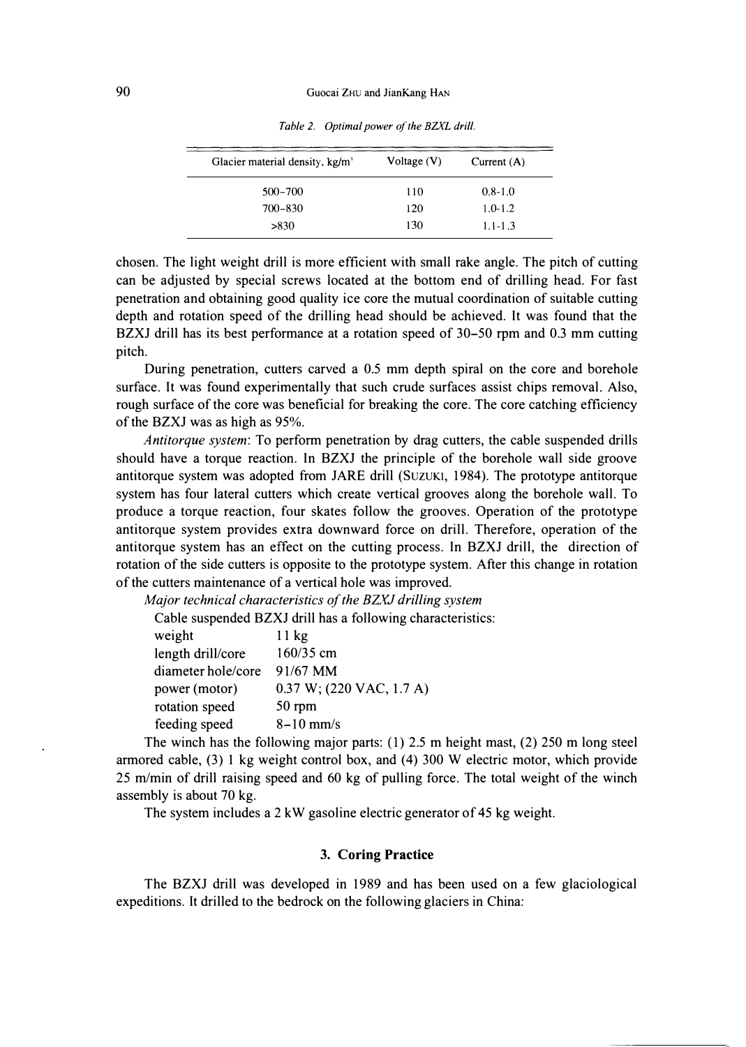*Table 2. Optimal power of the BZXL drill.*

| Glacier material density, kg/m$^3$ | Voltage (V) | Current (A) |
|---|---|---|
| 500–700 | 110 | 0.8-1.0 |
| 700–830 | 120 | 1.0-1.2 |
| >830 | 130 | 1.1-1.3 |

chosen. The light weight drill is more efficient with small rake angle. The pitch of cutting can be adjusted by special screws located at the bottom end of drilling head. For fast penetration and obtaining good quality ice core the mutual coordination of suitable cutting depth and rotation speed of the drilling head should be achieved. It was found that the BZXJ drill has its best performance at a rotation speed of 30–50 rpm and 0.3 mm cutting pitch.

During penetration, cutters carved a 0.5 mm depth spiral on the core and borehole surface. It was found experimentally that such crude surfaces assist chips removal. Also, rough surface of the core was beneficial for breaking the core. The core catching efficiency of the BZXJ was as high as 95%.

*Antitorque system*: To perform penetration by drag cutters, the cable suspended drills should have a torque reaction. In BZXJ the principle of the borehole wall side groove antitorque system was adopted from JARE drill (Suzuki, 1984). The prototype antitorque system has four lateral cutters which create vertical grooves along the borehole wall. To produce a torque reaction, four skates follow the grooves. Operation of the prototype antitorque system provides extra downward force on drill. Therefore, operation of the antitorque system has an effect on the cutting process. In BZXJ drill, the direction of rotation of the side cutters is opposite to the prototype system. After this change in rotation of the cutters maintenance of a vertical hole was improved.

*Major technical characteristics of the BZXJ drilling system*

Cable suspended BZXJ drill has a following characteristics:

| | |
|---|---|
| weight | 11 kg |
| length drill/core | 160/35 cm |
| diameter hole/core | 91/67 MM |
| power (motor) | 0.37 W; (220 VAC, 1.7 A) |
| rotation speed | 50 rpm |
| feeding speed | 8–10 mm/s |

The winch has the following major parts: (1) 2.5 m height mast, (2) 250 m long steel armored cable, (3) 1 kg weight control box, and (4) 300 W electric motor, which provide 25 m/min of drill raising speed and 60 kg of pulling force. The total weight of the winch assembly is about 70 kg.

The system includes a 2 kW gasoline electric generator of 45 kg weight.

## 3. Coring Practice

The BZXJ drill was developed in 1989 and has been used on a few glaciological expeditions. It drilled to the bedrock on the following glaciers in China: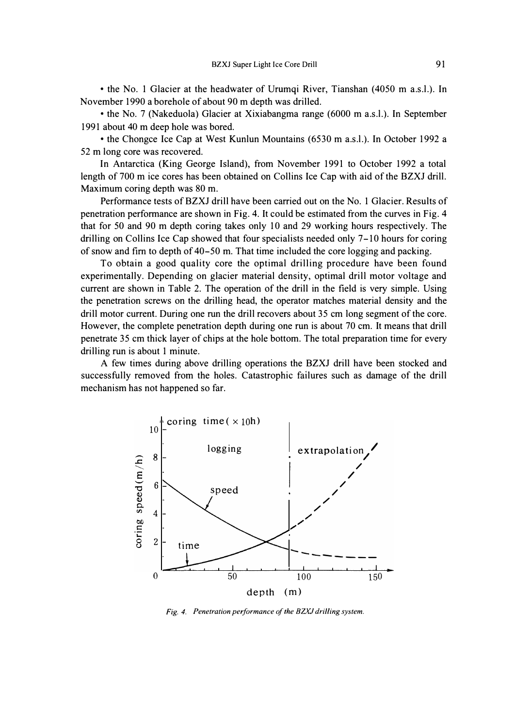- the No. 1 Glacier at the headwater of Urumqi River, Tianshan (4050 m a.s.l.). In November 1990 a borehole of about 90 m depth was drilled.
- the No. 7 (Nakeduola) Glacier at Xixiabangma range (6000 m a.s.l.). In September 1991 about 40 m deep hole was bored.
- the Chongce Ice Cap at West Kunlun Mountains (6530 m a.s.l.). In October 1992 a 52 m long core was recovered.

In Antarctica (King George Island), from November 1991 to October 1992 a total length of 700 m ice cores has been obtained on Collins Ice Cap with aid of the BZXJ drill. Maximum coring depth was 80 m.

Performance tests of BZXJ drill have been carried out on the No. 1 Glacier. Results of penetration performance are shown in Fig. 4. It could be estimated from the curves in Fig. 4 that for 50 and 90 m depth coring takes only 10 and 29 working hours respectively. The drilling on Collins Ice Cap showed that four specialists needed only 7–10 hours for coring of snow and firn to depth of 40–50 m. That time included the core logging and packing.

To obtain a good quality core the optimal drilling procedure have been found experimentally. Depending on glacier material density, optimal drill motor voltage and current are shown in Table 2. The operation of the drill in the field is very simple. Using the penetration screws on the drilling head, the operator matches material density and the drill motor current. During one run the drill recovers about 35 cm long segment of the core. However, the complete penetration depth during one run is about 70 cm. It means that drill penetrate 35 cm thick layer of chips at the hole bottom. The total preparation time for every drilling run is about 1 minute.

A few times during above drilling operations the BZXJ drill have been stocked and successfully removed from the holes. Catastrophic failures such as damage of the drill mechanism has not happened so far.

*Fig. 4. Penetration performance of the BZXJ drilling system.*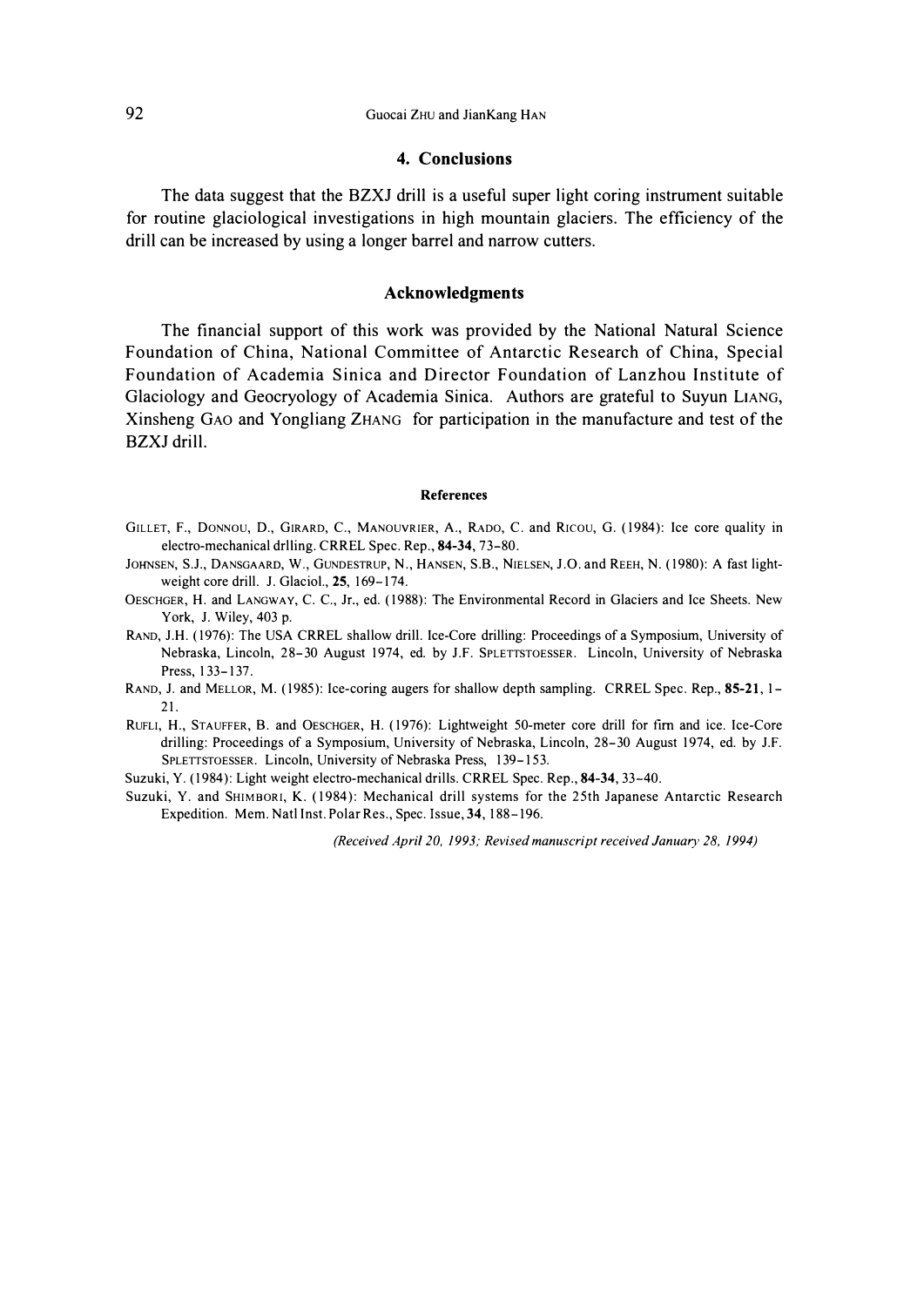## 4. Conclusions

The data suggest that the BZXJ drill is a useful super light coring instrument suitable for routine glaciological investigations in high mountain glaciers. The efficiency of the drill can be increased by using a longer barrel and narrow cutters.

## Acknowledgments

The financial support of this work was provided by the National Natural Science Foundation of China, National Committee of Antarctic Research of China, Special Foundation of Academia Sinica and Director Foundation of Lanzhou Institute of Glaciology and Geocryology of Academia Sinica. Authors are grateful to Suyun LIANG, Xinsheng GAO and Yongliang ZHANG for participation in the manufacture and test of the BZXJ drill.

### References

GILLET, F., DONNOU, D., GIRARD, C., MANOUVRIER, A., RADO, C. and RICOU, G. (1984): Ice core quality in electro-mechanical drlling. CRREL Spec. Rep., **84-34**, 73–80.

JOHNSEN, S.J., DANSGAARD, W., GUNDESTRUP, N., HANSEN, S.B., NIELSEN, J.O. and REEH, N. (1980): A fast light-weight core drill. J. Glaciol., **25**, 169–174.

OESCHGER, H. and LANGWAY, C. C., Jr., ed. (1988): The Environmental Record in Glaciers and Ice Sheets. New York, J. Wiley, 403 p.

RAND, J.H. (1976): The USA CRREL shallow drill. Ice-Core drilling: Proceedings of a Symposium, University of Nebraska, Lincoln, 28–30 August 1974, ed. by J.F. SPLETTSTOESSER. Lincoln, University of Nebraska Press, 133–137.

RAND, J. and MELLOR, M. (1985): Ice-coring augers for shallow depth sampling. CRREL Spec. Rep., **85-21**, 1–21.

RUFLI, H., STAUFFER, B. and OESCHGER, H. (1976): Lightweight 50-meter core drill for firn and ice. Ice-Core drilling: Proceedings of a Symposium, University of Nebraska, Lincoln, 28–30 August 1974, ed. by J.F. SPLETTSTOESSER. Lincoln, University of Nebraska Press, 139–153.

Suzuki, Y. (1984): Light weight electro-mechanical drills. CRREL Spec. Rep., **84-34**, 33–40.

Suzuki, Y. and SHIMBORI, K. (1984): Mechanical drill systems for the 25th Japanese Antarctic Research Expedition. Mem. Natl Inst. Polar Res., Spec. Issue, **34**, 188–196.

*(Received April 20, 1993; Revised manuscript received January 28, 1994)*